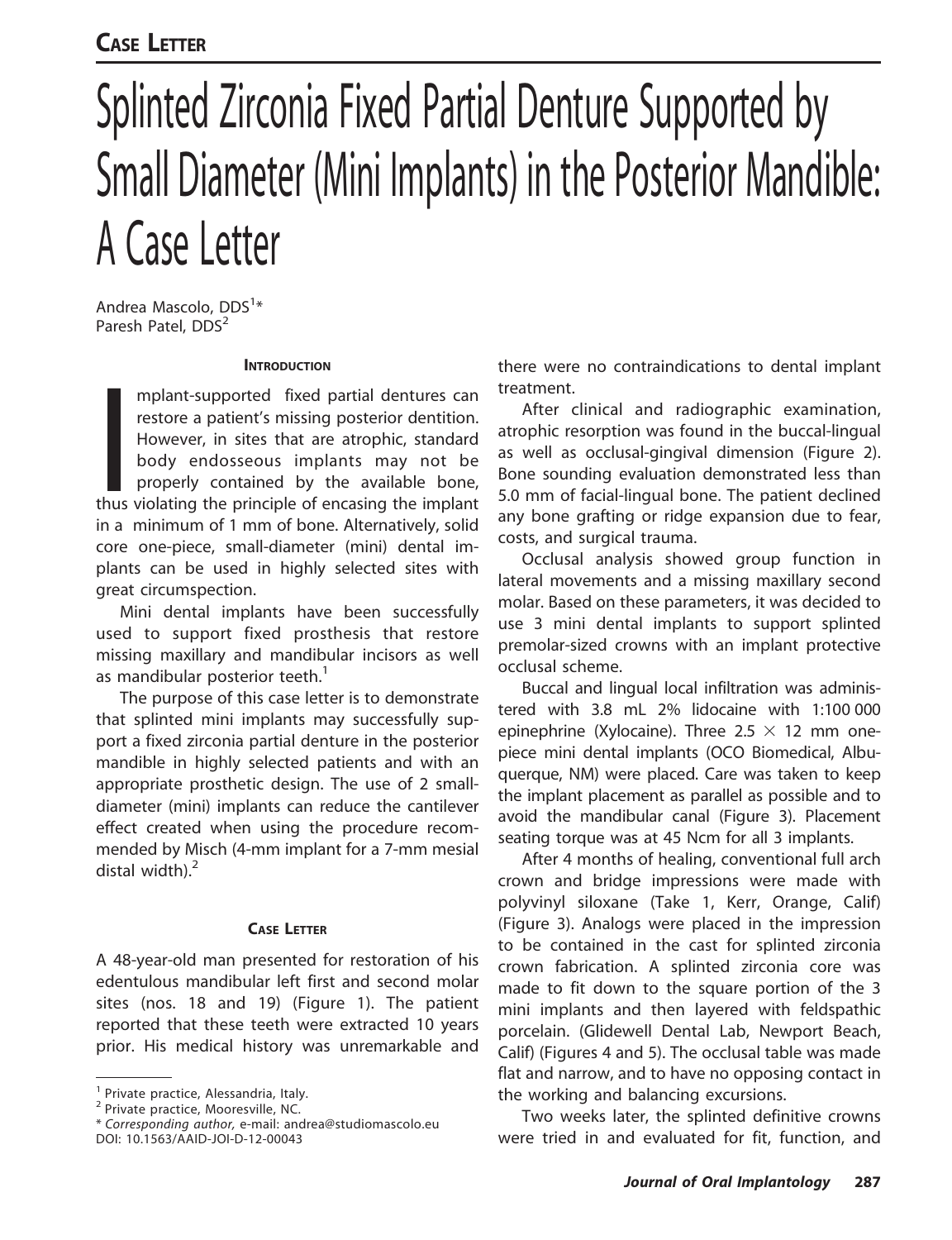CASE LETTER

# Splinted Zirconia Fixed Partial Denture Supported by Small Diameter (Mini Implants) in the Posterior Mandible: A Case Letter

Andrea Mascolo, DDS[1]*
Paresh Patel, DDS[2]

## INTRODUCTION

Implant-supported fixed partial dentures can restore a patient's missing posterior dentition. However, in sites that are atrophic, standard body endosseous implants may not be properly contained by the available bone, thus violating the principle of encasing the implant in a minimum of 1 mm of bone. Alternatively, solid core one-piece, small-diameter (mini) dental implants can be used in highly selected sites with great circumspection.

Mini dental implants have been successfully used to support fixed prosthesis that restore missing maxillary and mandibular incisors as well as mandibular posterior teeth.[1]

The purpose of this case letter is to demonstrate that splinted mini implants may successfully support a fixed zirconia partial denture in the posterior mandible in highly selected patients and with an appropriate prosthetic design. The use of 2 small-diameter (mini) implants can reduce the cantilever effect created when using the procedure recommended by Misch (4-mm implant for a 7-mm mesial distal width).[2]

## CASE LETTER

A 48-year-old man presented for restoration of his edentulous mandibular left first and second molar sites (nos. 18 and 19) (Figure 1). The patient reported that these teeth were extracted 10 years prior. His medical history was unremarkable and there were no contraindications to dental implant treatment.

After clinical and radiographic examination, atrophic resorption was found in the buccal-lingual as well as occlusal-gingival dimension (Figure 2). Bone sounding evaluation demonstrated less than 5.0 mm of facial-lingual bone. The patient declined any bone grafting or ridge expansion due to fear, costs, and surgical trauma.

Occlusal analysis showed group function in lateral movements and a missing maxillary second molar. Based on these parameters, it was decided to use 3 mini dental implants to support splinted premolar-sized crowns with an implant protective occlusal scheme.

Buccal and lingual local infiltration was administered with 3.8 mL 2% lidocaine with 1:100 000 epinephrine (Xylocaine). Three $2.5 \times 12$ mm one-piece mini dental implants (OCO Biomedical, Albuquerque, NM) were placed. Care was taken to keep the implant placement as parallel as possible and to avoid the mandibular canal (Figure 3). Placement seating torque was at 45 Ncm for all 3 implants.

After 4 months of healing, conventional full arch crown and bridge impressions were made with polyvinyl siloxane (Take 1, Kerr, Orange, Calif) (Figure 3). Analogs were placed in the impression to be contained in the cast for splinted zirconia crown fabrication. A splinted zirconia core was made to fit down to the square portion of the 3 mini implants and then layered with feldspathic porcelain. (Glidewell Dental Lab, Newport Beach, Calif) (Figures 4 and 5). The occlusal table was made flat and narrow, and to have no opposing contact in the working and balancing excursions.

Two weeks later, the splinted definitive crowns were tried in and evaluated for fit, function, and

---

[1] Private practice, Alessandria, Italy.
[2] Private practice, Mooresville, NC.
\* *Corresponding author*, e-mail: andrea@studiomascolo.eu
DOI: 10.1563/AAID-JOI-D-12-00043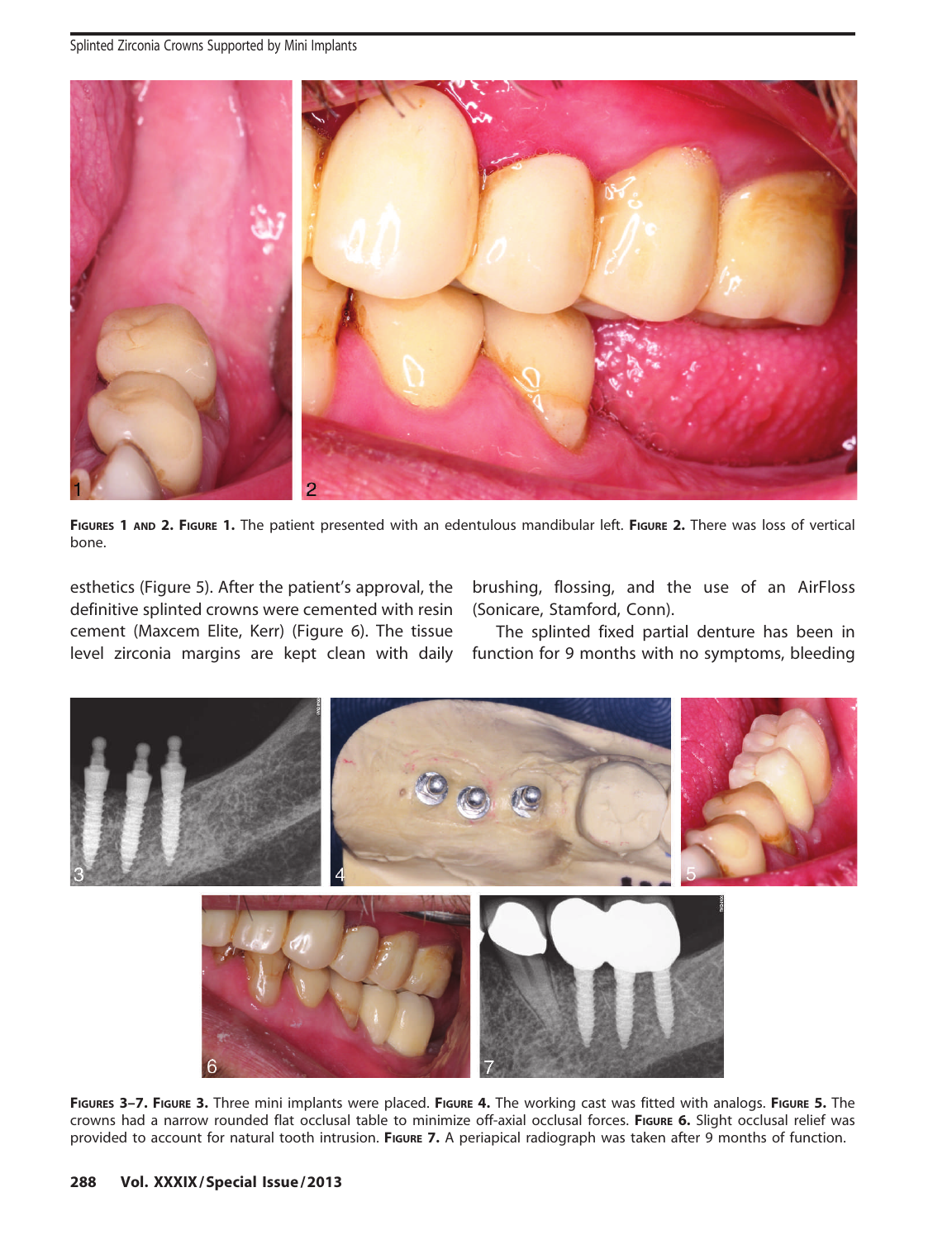**Figures 1 and 2. Figure 1.** The patient presented with an edentulous mandibular left. **Figure 2.** There was loss of vertical bone.

esthetics (Figure 5). After the patient's approval, the definitive splinted crowns were cemented with resin cement (Maxcem Elite, Kerr) (Figure 6). The tissue level zirconia margins are kept clean with daily brushing, flossing, and the use of an AirFloss (Sonicare, Stamford, Conn).

The splinted fixed partial denture has been in function for 9 months with no symptoms, bleeding

**Figures 3–7. Figure 3.** Three mini implants were placed. **Figure 4.** The working cast was fitted with analogs. **Figure 5.** The crowns had a narrow rounded flat occlusal table to minimize off-axial occlusal forces. **Figure 6.** Slight occlusal relief was provided to account for natural tooth intrusion. **Figure 7.** A periapical radiograph was taken after 9 months of function.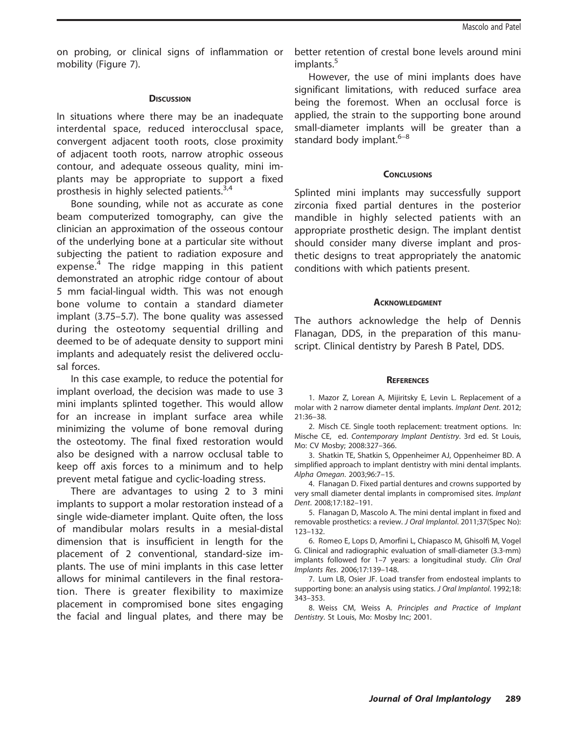on probing, or clinical signs of inflammation or mobility (Figure 7).

## Discussion

In situations where there may be an inadequate interdental space, reduced interocclusal space, convergent adjacent tooth roots, close proximity of adjacent tooth roots, narrow atrophic osseous contour, and adequate osseous quality, mini implants may be appropriate to support a fixed prosthesis in highly selected patients.[3,4]

Bone sounding, while not as accurate as cone beam computerized tomography, can give the clinician an approximation of the osseous contour of the underlying bone at a particular site without subjecting the patient to radiation exposure and expense.[4] The ridge mapping in this patient demonstrated an atrophic ridge contour of about 5 mm facial-lingual width. This was not enough bone volume to contain a standard diameter implant (3.75–5.7). The bone quality was assessed during the osteotomy sequential drilling and deemed to be of adequate density to support mini implants and adequately resist the delivered occlusal forces.

In this case example, to reduce the potential for implant overload, the decision was made to use 3 mini implants splinted together. This would allow for an increase in implant surface area while minimizing the volume of bone removal during the osteotomy. The final fixed restoration would also be designed with a narrow occlusal table to keep off axis forces to a minimum and to help prevent metal fatigue and cyclic-loading stress.

There are advantages to using 2 to 3 mini implants to support a molar restoration instead of a single wide-diameter implant. Quite often, the loss of mandibular molars results in a mesial-distal dimension that is insufficient in length for the placement of 2 conventional, standard-size implants. The use of mini implants in this case letter allows for minimal cantilevers in the final restoration. There is greater flexibility to maximize placement in compromised bone sites engaging the facial and lingual plates, and there may be better retention of crestal bone levels around mini implants.[5]

However, the use of mini implants does have significant limitations, with reduced surface area being the foremost. When an occlusal force is applied, the strain to the supporting bone around small-diameter implants will be greater than a standard body implant.[6–8]

## Conclusions

Splinted mini implants may successfully support zirconia fixed partial dentures in the posterior mandible in highly selected patients with an appropriate prosthetic design. The implant dentist should consider many diverse implant and prosthetic designs to treat appropriately the anatomic conditions with which patients present.

## Acknowledgment

The authors acknowledge the help of Dennis Flanagan, DDS, in the preparation of this manuscript. Clinical dentistry by Paresh B Patel, DDS.

## References

1. Mazor Z, Lorean A, Mijiritsky E, Levin L. Replacement of a molar with 2 narrow diameter dental implants. *Implant Dent*. 2012; 21:36–38.

2. Misch CE. Single tooth replacement: treatment options. In: Mische CE, ed. *Contemporary Implant Dentistry*. 3rd ed. St Louis, Mo: CV Mosby; 2008:327–366.

3. Shatkin TE, Shatkin S, Oppenheimer AJ, Oppenheimer BD. A simplified approach to implant dentistry with mini dental implants. *Alpha Omegan*. 2003;96:7–15.

4. Flanagan D. Fixed partial dentures and crowns supported by very small diameter dental implants in compromised sites. *Implant Dent*. 2008;17:182–191.

5. Flanagan D, Mascolo A. The mini dental implant in fixed and removable prosthetics: a review. *J Oral Implantol*. 2011;37(Spec No): 123–132.

6. Romeo E, Lops D, Amorfini L, Chiapasco M, Ghisolfi M, Vogel G. Clinical and radiographic evaluation of small-diameter (3.3-mm) implants followed for 1–7 years: a longitudinal study. *Clin Oral Implants Res*. 2006;17:139–148.

7. Lum LB, Osier JF. Load transfer from endosteal implants to supporting bone: an analysis using statics. *J Oral Implantol*. 1992;18: 343–353.

8. Weiss CM, Weiss A. *Principles and Practice of Implant Dentistry*. St Louis, Mo: Mosby Inc; 2001.